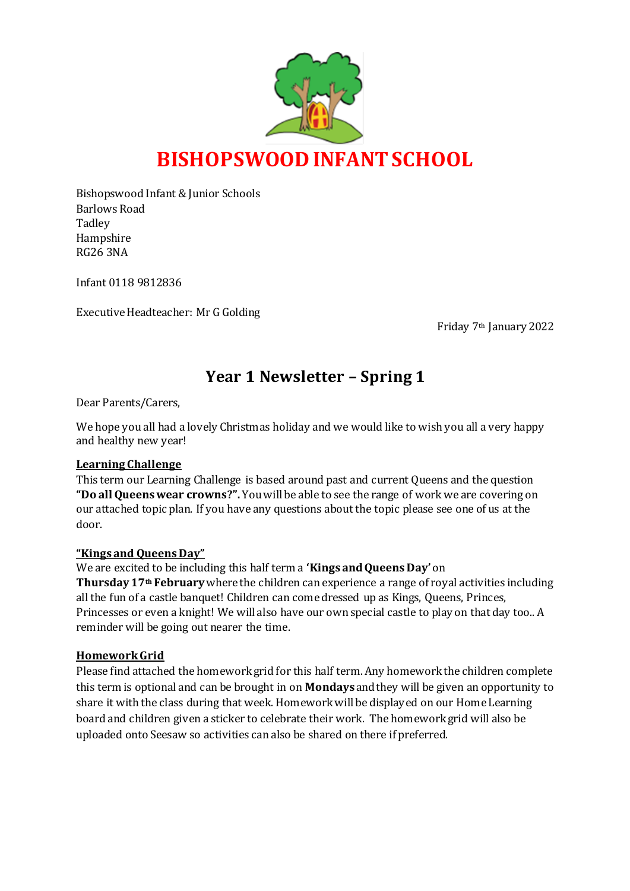# BISHOPSWOOD INFANT SCHOOL

Bishopswood Infant & Junior Schools
Barlows Road
Tadley
Hampshire
RG26 3NA

Infant 0118 9812836

Executive Headteacher: Mr G Golding

Friday 7th January 2022

## Year 1 Newsletter – Spring 1

Dear Parents/Carers,

We hope you all had a lovely Christmas holiday and we would like to wish you all a very happy and healthy new year!

**Learning Challenge**

This term our Learning Challenge is based around past and current Queens and the question **"Do all Queens wear crowns?".** You will be able to see the range of work we are covering on our attached topic plan. If you have any questions about the topic please see one of us at the door.

**"Kings and Queens Day"**

We are excited to be including this half term a **'Kings and Queens Day'** on **Thursday 17th February** where the children can experience a range of royal activities including all the fun of a castle banquet! Children can come dressed up as Kings, Queens, Princes, Princesses or even a knight! We will also have our own special castle to play on that day too.. A reminder will be going out nearer the time.

**Homework Grid**

Please find attached the homework grid for this half term. Any homework the children complete this term is optional and can be brought in on **Mondays** and they will be given an opportunity to share it with the class during that week. Homework will be displayed on our Home Learning board and children given a sticker to celebrate their work. The homework grid will also be uploaded onto Seesaw so activities can also be shared on there if preferred.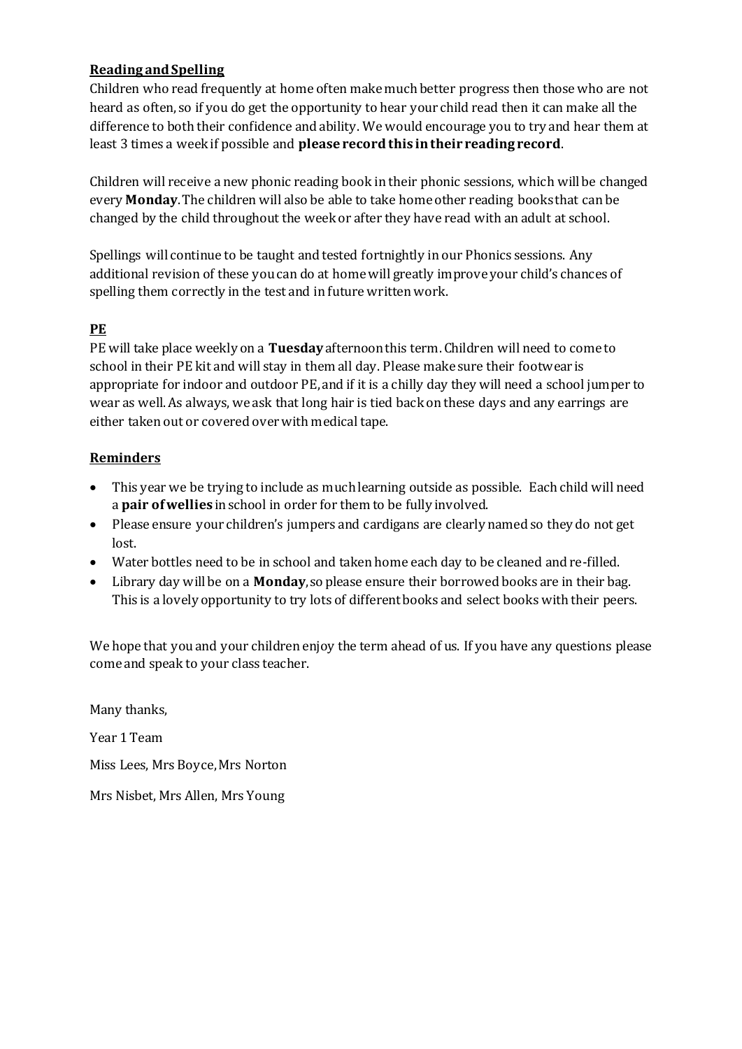**Reading and Spelling**

Children who read frequently at home often make much better progress then those who are not heard as often, so if you do get the opportunity to hear your child read then it can make all the difference to both their confidence and ability. We would encourage you to try and hear them at least 3 times a week if possible and **please record this in their reading record**.

Children will receive a new phonic reading book in their phonic sessions, which will be changed every **Monday**. The children will also be able to take home other reading books that can be changed by the child throughout the week or after they have read with an adult at school.

Spellings will continue to be taught and tested fortnightly in our Phonics sessions. Any additional revision of these you can do at home will greatly improve your child's chances of spelling them correctly in the test and in future written work.

**PE**

PE will take place weekly on a **Tuesday** afternoon this term. Children will need to come to school in their PE kit and will stay in them all day. Please make sure their footwear is appropriate for indoor and outdoor PE, and if it is a chilly day they will need a school jumper to wear as well. As always, we ask that long hair is tied back on these days and any earrings are either taken out or covered over with medical tape.

**Reminders**

- This year we be trying to include as much learning outside as possible. Each child will need a **pair of wellies** in school in order for them to be fully involved.
- Please ensure your children's jumpers and cardigans are clearly named so they do not get lost.
- Water bottles need to be in school and taken home each day to be cleaned and re-filled.
- Library day will be on a **Monday**, so please ensure their borrowed books are in their bag. This is a lovely opportunity to try lots of different books and select books with their peers.

We hope that you and your children enjoy the term ahead of us. If you have any questions please come and speak to your class teacher.

Many thanks,

Year 1 Team

Miss Lees, Mrs Boyce, Mrs Norton

Mrs Nisbet, Mrs Allen, Mrs Young